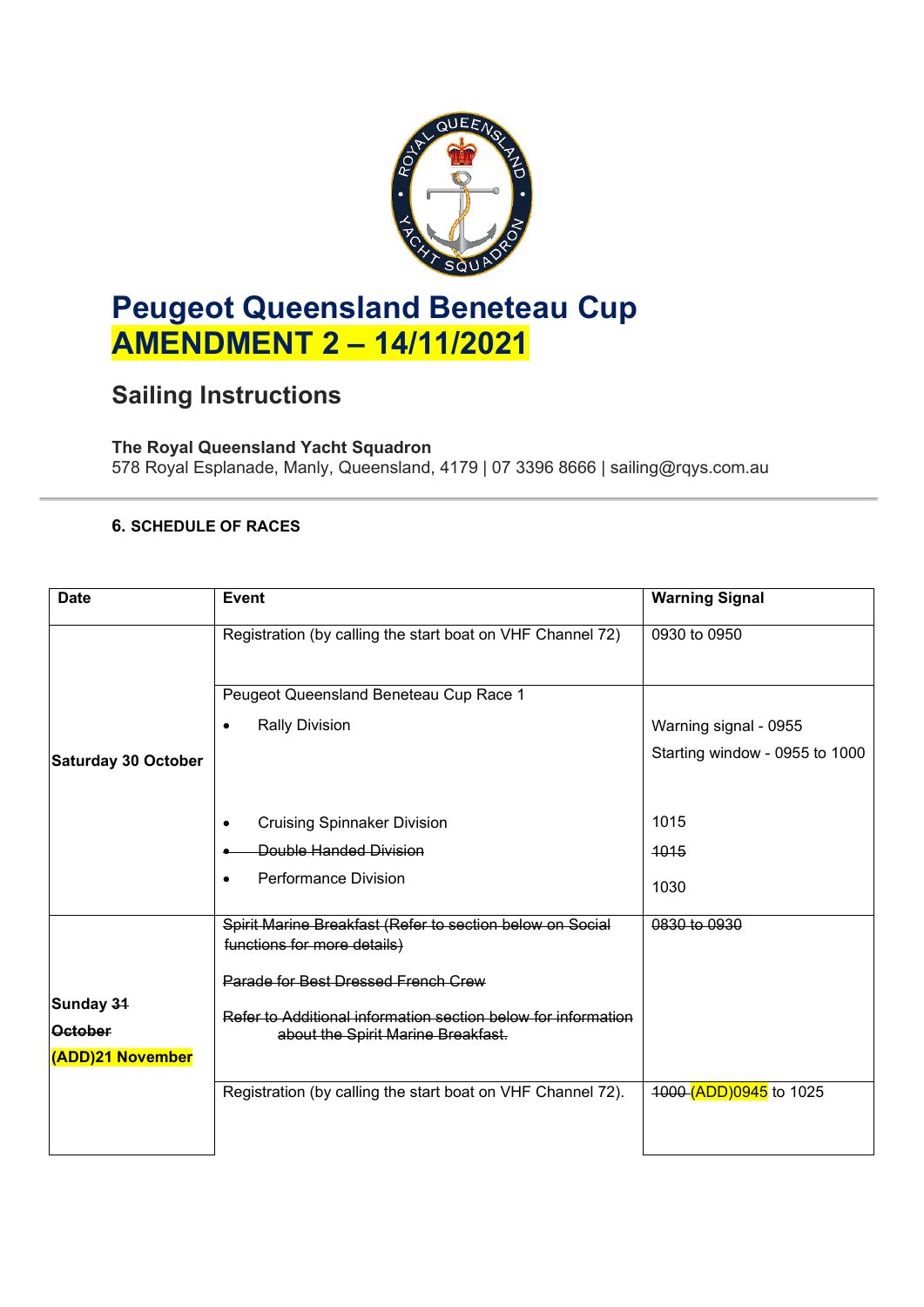# Peugeot Queensland Beneteau Cup
# AMENDMENT 2 – 14/11/2021

## Sailing Instructions

**The Royal Queensland Yacht Squadron**
578 Royal Esplanade, Manly, Queensland, 4179 | 07 3396 8666 | sailing@rqys.com.au

### 6. SCHEDULE OF RACES

| Date | Event | Warning Signal |
|---|---|---|
| **Saturday 30 October** | Registration (by calling the start boat on VHF Channel 72) | 0930 to 0950 |
| | Peugeot Queensland Beneteau Cup Race 1<br>• Rally Division | Warning signal - 0955<br>Starting window - 0955 to 1000 |
| | • Cruising Spinnaker Division<br>• ~~Double Handed Division~~<br>• Performance Division | 1015<br>~~1015~~<br>1030 |
| **Sunday ~~31~~ ~~October~~ (ADD)21 November** | ~~Spirit Marine Breakfast (Refer to section below on Social functions for more details)~~<br>~~Parade for Best Dressed French Crew~~<br>~~Refer to Additional information section below for information about the Spirit Marine Breakfast.~~ | ~~0830 to 0930~~ |
| | Registration (by calling the start boat on VHF Channel 72). | ~~1000~~ (ADD)0945 to 1025 |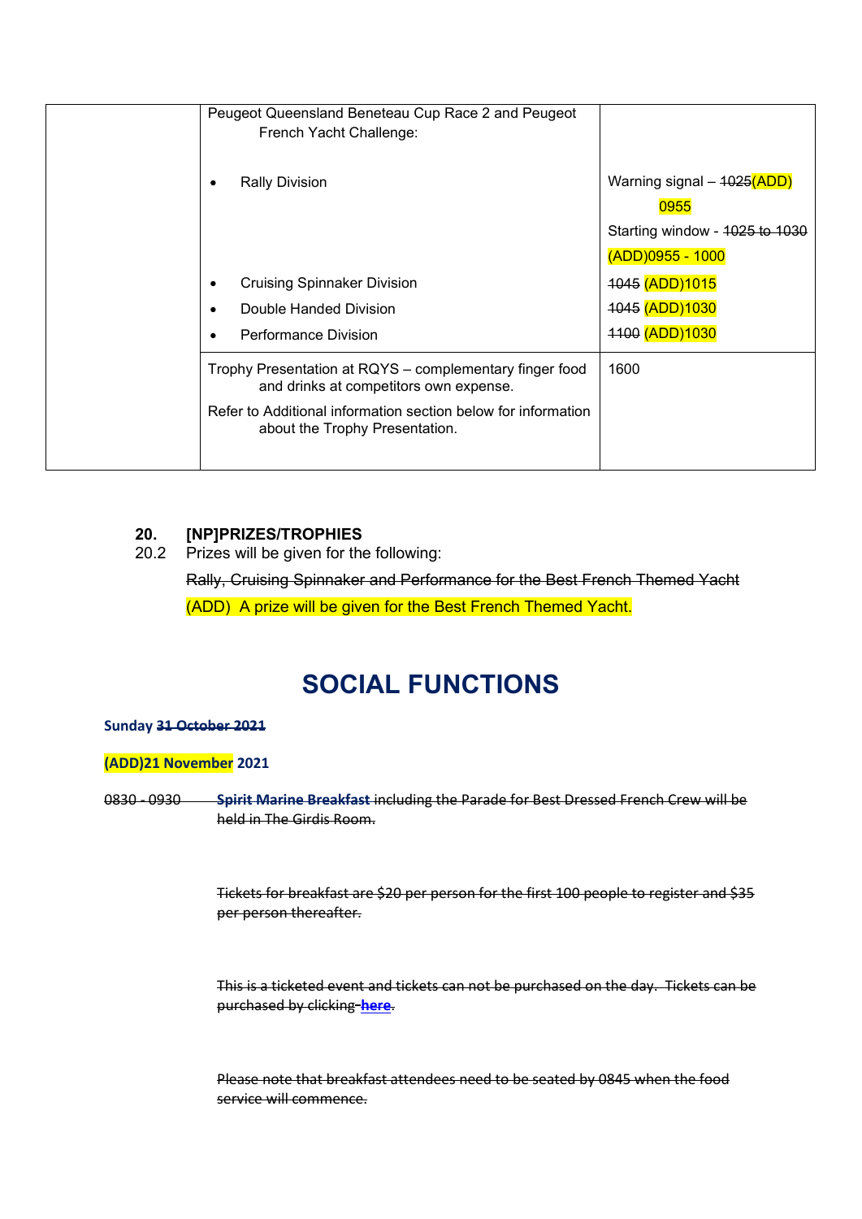| | Peugeot Queensland Beneteau Cup Race 2 and Peugeot French Yacht Challenge: | |
|---|---|---|
| | • Rally Division | Warning signal – ~~1025~~(ADD) 0955<br>Starting window - ~~1025 to 1030~~ (ADD)0955 - 1000 |
| | • Cruising Spinnaker Division | ~~1045~~ (ADD)1015 |
| | • Double Handed Division | ~~1045~~ (ADD)1030 |
| | • Performance Division | ~~1100~~ (ADD)1030 |
| | Trophy Presentation at RQYS – complementary finger food and drinks at competitors own expense.<br>Refer to Additional information section below for information about the Trophy Presentation. | 1600 |

**20. [NP]PRIZES/TROPHIES**

20.2 Prizes will be given for the following:

~~Rally, Cruising Spinnaker and Performance for the Best French Themed Yacht~~

(ADD) A prize will be given for the Best French Themed Yacht.

# SOCIAL FUNCTIONS

**Sunday ~~31 October 2021~~**

**(ADD)21 November 2021**

~~0830 - 0930 **Spirit Marine Breakfast** including the Parade for Best Dressed French Crew will be held in The Girdis Room.~~

~~Tickets for breakfast are $20 per person for the first 100 people to register and $35 per person thereafter.~~

~~This is a ticketed event and tickets can not be purchased on the day. Tickets can be purchased by clicking **here**.~~

~~Please note that breakfast attendees need to be seated by 0845 when the food service will commence.~~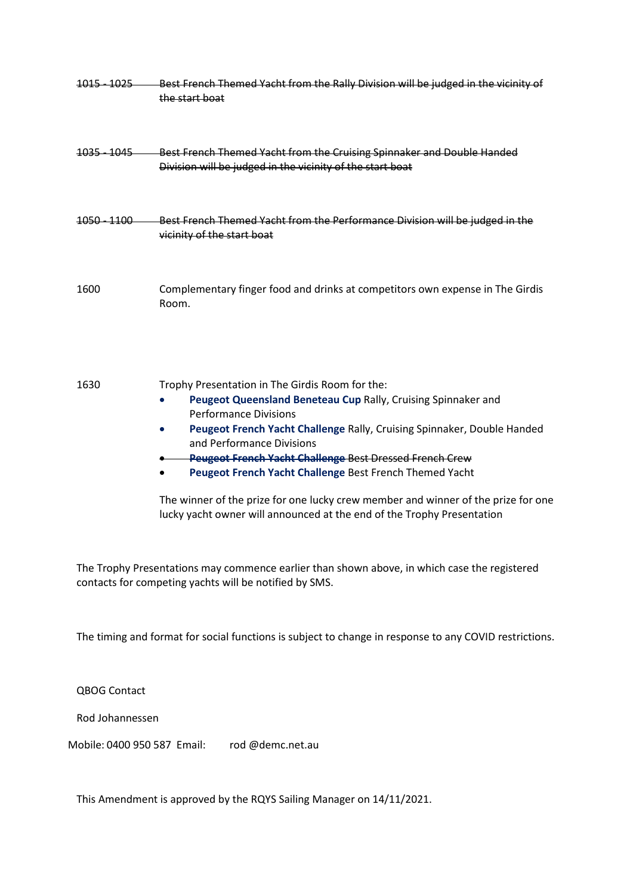~~1015 - 1025 Best French Themed Yacht from the Rally Division will be judged in the vicinity of the start boat~~

~~1035 - 1045 Best French Themed Yacht from the Cruising Spinnaker and Double Handed Division will be judged in the vicinity of the start boat~~

~~1050 - 1100 Best French Themed Yacht from the Performance Division will be judged in the vicinity of the start boat~~

1600 Complementary finger food and drinks at competitors own expense in The Girdis Room.

1630 Trophy Presentation in The Girdis Room for the:

- **Peugeot Queensland Beneteau Cup** Rally, Cruising Spinnaker and Performance Divisions
- **Peugeot French Yacht Challenge** Rally, Cruising Spinnaker, Double Handed and Performance Divisions
- ~~**Peugeot French Yacht Challenge** Best Dressed French Crew~~
- **Peugeot French Yacht Challenge** Best French Themed Yacht

The winner of the prize for one lucky crew member and winner of the prize for one lucky yacht owner will announced at the end of the Trophy Presentation

The Trophy Presentations may commence earlier than shown above, in which case the registered contacts for competing yachts will be notified by SMS.

The timing and format for social functions is subject to change in response to any COVID restrictions.

QBOG Contact

Rod Johannessen

Mobile: 0400 950 587 Email: rod @demc.net.au

This Amendment is approved by the RQYS Sailing Manager on 14/11/2021.